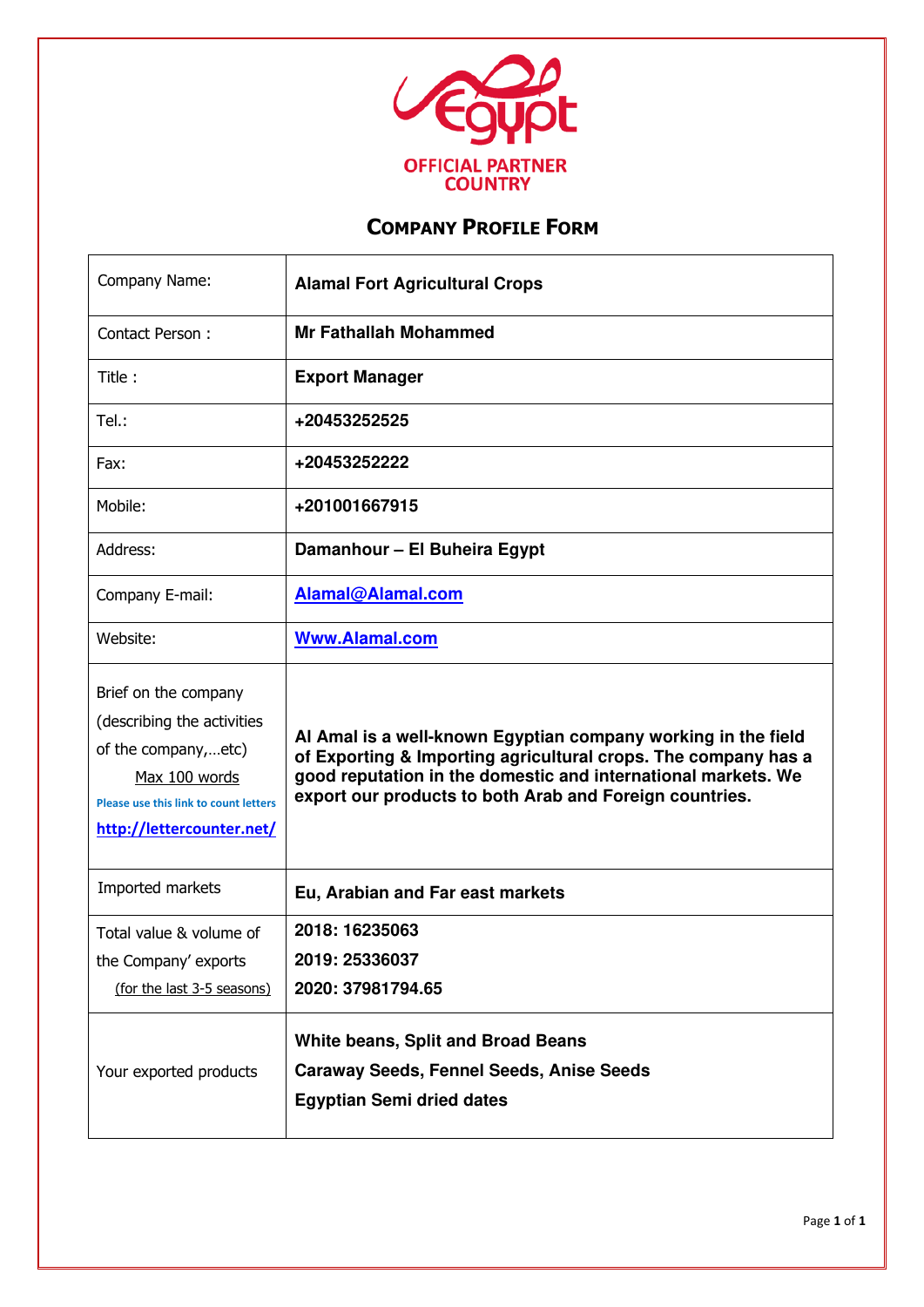Egypt

OFFICIAL PARTNER COUNTRY

# Company Profile Form

| Company Name: | **Alamal Fort Agricultural Crops** |
|---|---|
| Contact Person : | **Mr Fathallah Mohammed** |
| Title : | **Export Manager** |
| Tel.: | **+20453252525** |
| Fax: | **+20453252222** |
| Mobile: | **+201001667915** |
| Address: | **Damanhour – El Buheira Egypt** |
| Company E-mail: | **Alamal@Alamal.com** |
| Website: | **Www.Alamal.com** |
| Brief on the company (describing the activities of the company,…etc) Max 100 words Please use this link to count letters http://lettercounter.net/ | **Al Amal is a well-known Egyptian company working in the field of Exporting & Importing agricultural crops. The company has a good reputation in the domestic and international markets. We export our products to both Arab and Foreign countries.** |
| Imported markets | **Eu, Arabian and Far east markets** |
| Total value & volume of the Company' exports (for the last 3-5 seasons) | **2018: 16235063** <br> **2019: 25336037** <br> **2020: 37981794.65** |
| Your exported products | **White beans, Split and Broad Beans** <br> **Caraway Seeds, Fennel Seeds, Anise Seeds** <br> **Egyptian Semi dried dates** |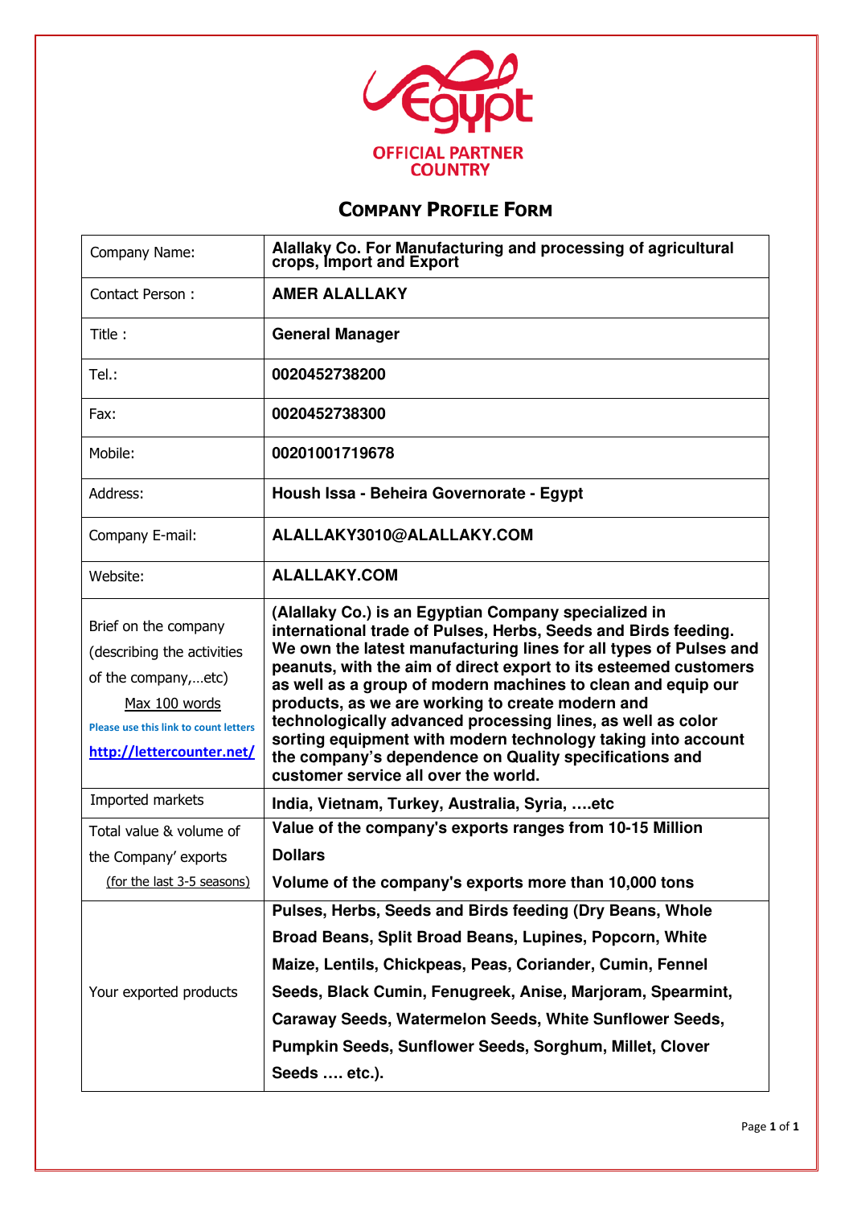Egypt
OFFICIAL PARTNER COUNTRY

# Company Profile Form

| | |
|---|---|
| Company Name: | **Alallaky Co. For Manufacturing and processing of agricultural crops, Import and Export** |
| Contact Person : | **AMER ALALLAKY** |
| Title : | **General Manager** |
| Tel.: | **0020452738200** |
| Fax: | **0020452738300** |
| Mobile: | **00201001719678** |
| Address: | **Housh Issa - Beheira Governorate - Egypt** |
| Company E-mail: | **ALALLAKY3010@ALALLAKY.COM** |
| Website: | **ALALLAKY.COM** |
| Brief on the company (describing the activities of the company,…etc) Max 100 words Please use this link to count letters http://lettercounter.net/ | **(Alallaky Co.) is an Egyptian Company specialized in international trade of Pulses, Herbs, Seeds and Birds feeding. We own the latest manufacturing lines for all types of Pulses and peanuts, with the aim of direct export to its esteemed customers as well as a group of modern machines to clean and equip our products, as we are working to create modern and technologically advanced processing lines, as well as color sorting equipment with modern technology taking into account the company's dependence on Quality specifications and customer service all over the world.** |
| Imported markets | **India, Vietnam, Turkey, Australia, Syria, ….etc** |
| Total value & volume of the Company' exports (for the last 3-5 seasons) | **Value of the company's exports ranges from 10-15 Million Dollars**<br>**Volume of the company's exports more than 10,000 tons** |
| Your exported products | **Pulses, Herbs, Seeds and Birds feeding (Dry Beans, Whole Broad Beans, Split Broad Beans, Lupines, Popcorn, White Maize, Lentils, Chickpeas, Peas, Coriander, Cumin, Fennel Seeds, Black Cumin, Fenugreek, Anise, Marjoram, Spearmint, Caraway Seeds, Watermelon Seeds, White Sunflower Seeds, Pumpkin Seeds, Sunflower Seeds, Sorghum, Millet, Clover Seeds …. etc.).** |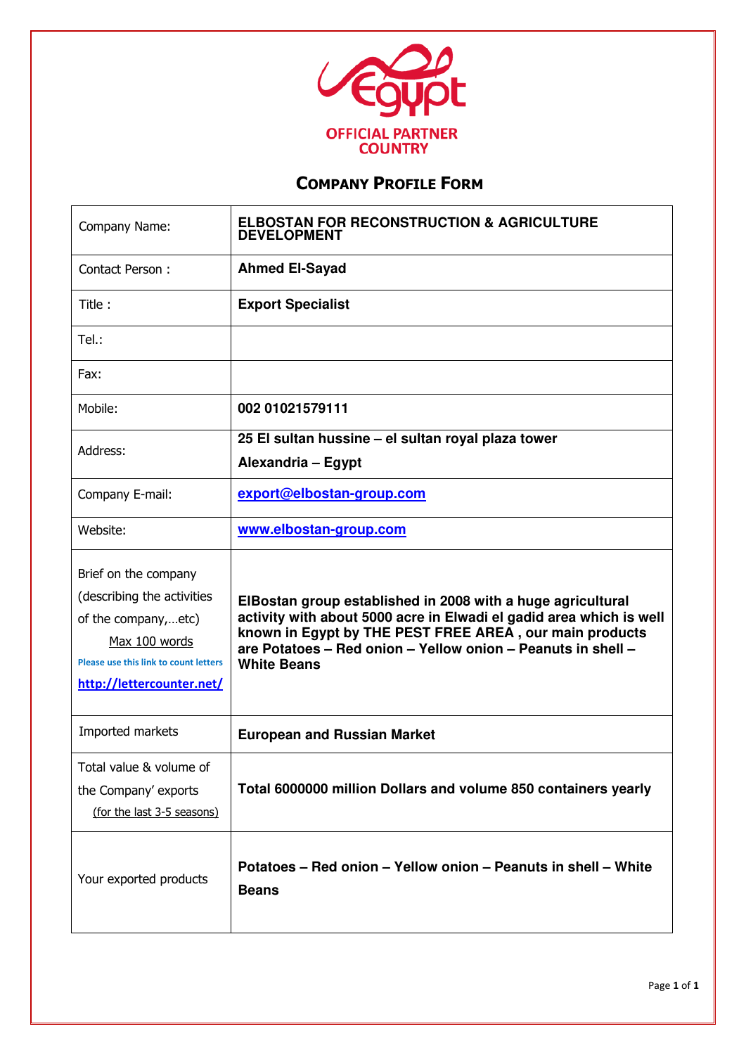Egypt

OFFICIAL PARTNER COUNTRY

## COMPANY PROFILE FORM

| | |
|---|---|
| Company Name: | **ELBOSTAN FOR RECONSTRUCTION & AGRICULTURE DEVELOPMENT** |
| Contact Person : | **Ahmed El-Sayad** |
| Title : | **Export Specialist** |
| Tel.: | |
| Fax: | |
| Mobile: | **002 01021579111** |
| Address: | **25 El sultan hussine – el sultan royal plaza tower**<br>**Alexandria – Egypt** |
| Company E-mail: | **export@elbostan-group.com** |
| Website: | **www.elbostan-group.com** |
| Brief on the company (describing the activities of the company,…etc) Max 100 words<br>Please use this link to count letters<br>http://lettercounter.net/ | **ElBostan group established in 2008 with a huge agricultural activity with about 5000 acre in Elwadi el gadid area which is well known in Egypt by THE PEST FREE AREA , our main products are Potatoes – Red onion – Yellow onion – Peanuts in shell – White Beans** |
| Imported markets | **European and Russian Market** |
| Total value & volume of the Company' exports (for the last 3-5 seasons) | **Total 6000000 million Dollars and volume 850 containers yearly** |
| Your exported products | **Potatoes – Red onion – Yellow onion – Peanuts in shell – White Beans** |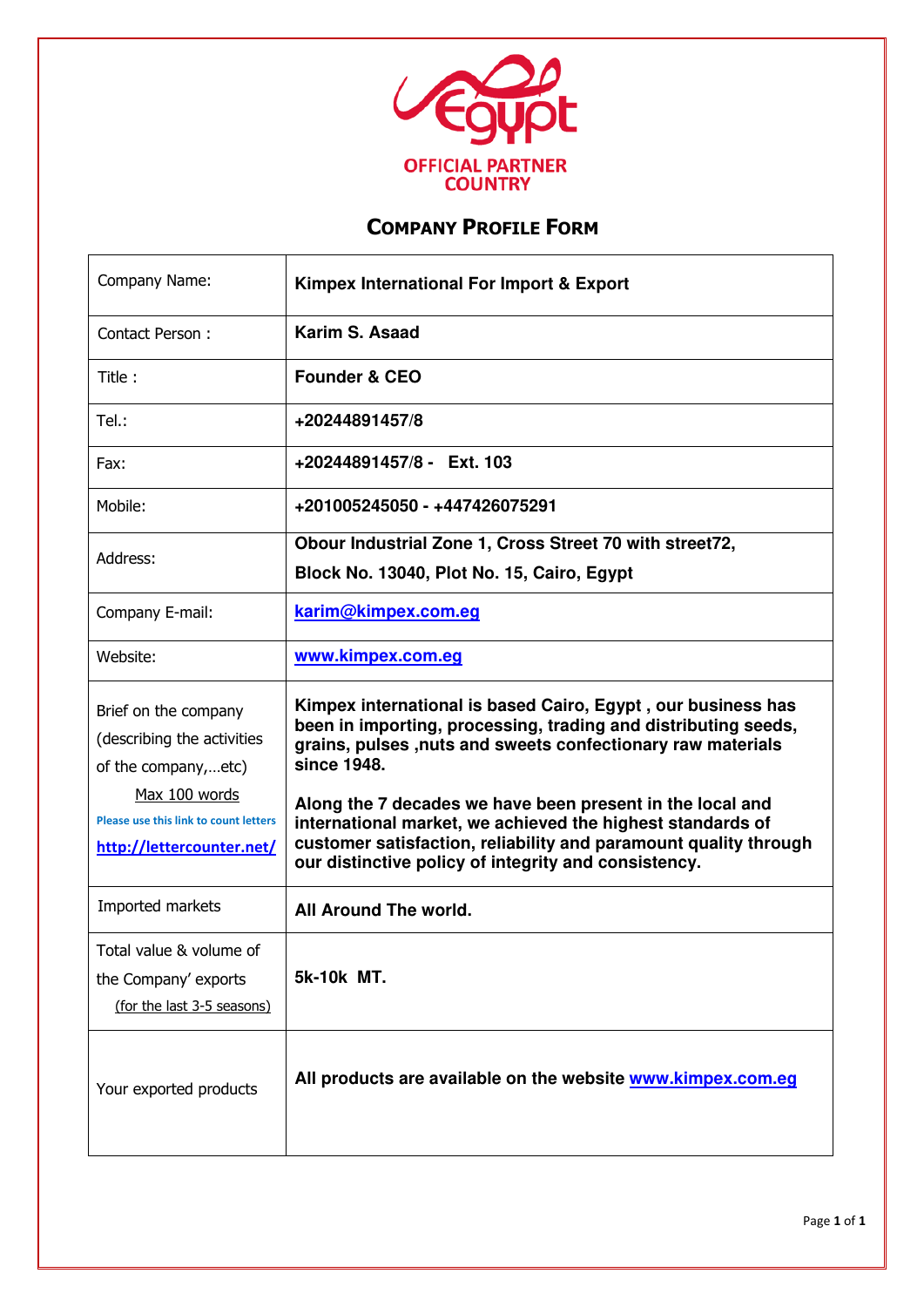Egypt

OFFICIAL PARTNER COUNTRY

## Company Profile Form

| | |
|---|---|
| Company Name: | **Kimpex International For Import & Export** |
| Contact Person : | **Karim S. Asaad** |
| Title : | **Founder & CEO** |
| Tel.: | **+20244891457/8** |
| Fax: | **+20244891457/8 - Ext. 103** |
| Mobile: | **+201005245050 - +447426075291** |
| Address: | **Obour Industrial Zone 1, Cross Street 70 with street72, Block No. 13040, Plot No. 15, Cairo, Egypt** |
| Company E-mail: | **karim@kimpex.com.eg** |
| Website: | **www.kimpex.com.eg** |
| Brief on the company (describing the activities of the company,…etc) Max 100 words Please use this link to count letters http://lettercounter.net/ | **Kimpex international is based Cairo, Egypt , our business has been in importing, processing, trading and distributing seeds, grains, pulses ,nuts and sweets confectionary raw materials since 1948.** **Along the 7 decades we have been present in the local and international market, we achieved the highest standards of customer satisfaction, reliability and paramount quality through our distinctive policy of integrity and consistency.** |
| Imported markets | **All Around The world.** |
| Total value & volume of the Company' exports (for the last 3-5 seasons) | **5k-10k MT.** |
| Your exported products | **All products are available on the website www.kimpex.com.eg** |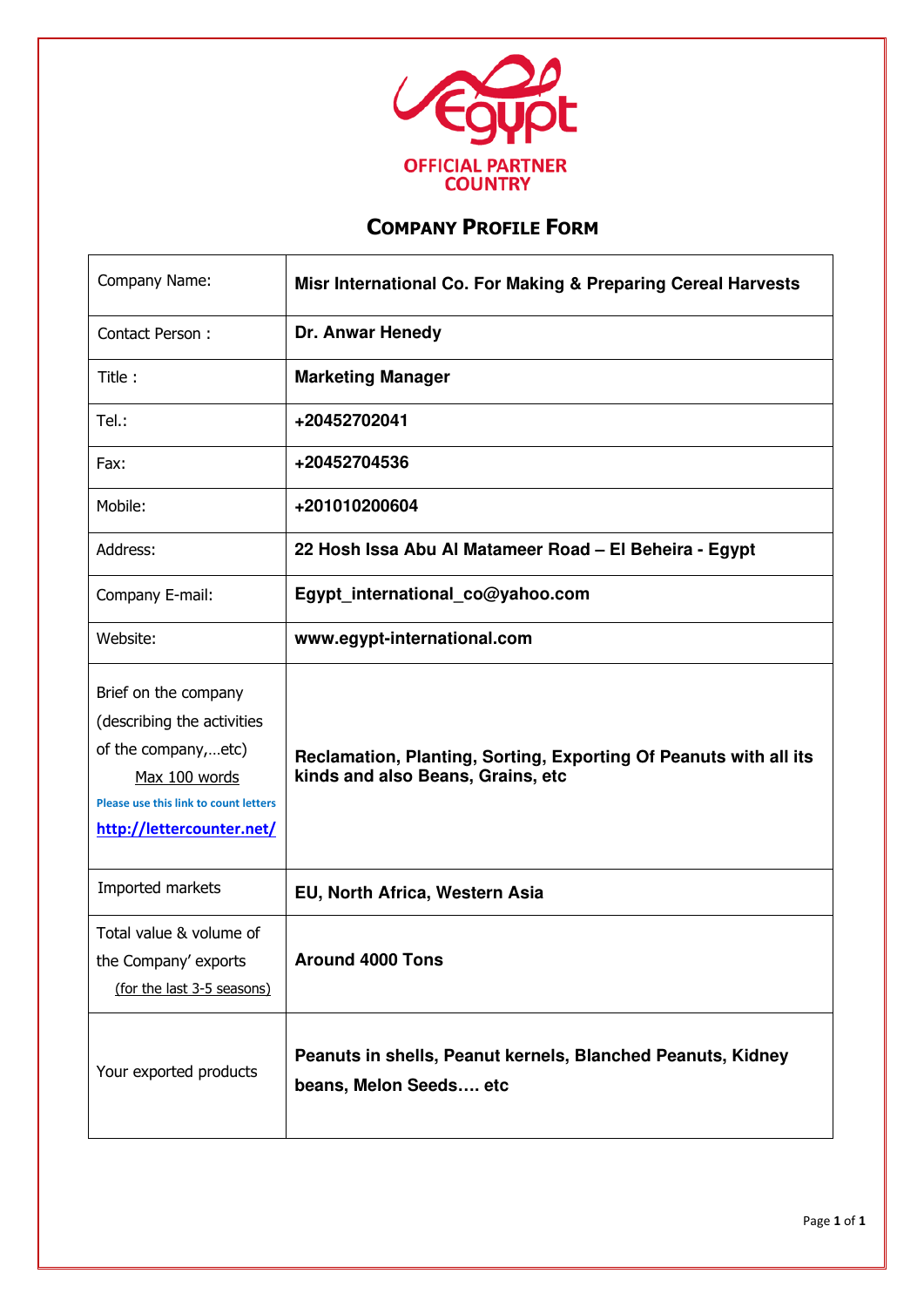Egypt

OFFICIAL PARTNER COUNTRY

# COMPANY PROFILE FORM

| | |
|---|---|
| Company Name: | **Misr International Co. For Making & Preparing Cereal Harvests** |
| Contact Person : | **Dr. Anwar Henedy** |
| Title : | **Marketing Manager** |
| Tel.: | **+20452702041** |
| Fax: | **+20452704536** |
| Mobile: | **+201010200604** |
| Address: | **22 Hosh Issa Abu Al Matameer Road – El Beheira - Egypt** |
| Company E-mail: | **Egypt_international_co@yahoo.com** |
| Website: | **www.egypt-international.com** |
| Brief on the company (describing the activities of the company,…etc) Max 100 words Please use this link to count letters http://lettercounter.net/ | **Reclamation, Planting, Sorting, Exporting Of Peanuts with all its kinds and also Beans, Grains, etc** |
| Imported markets | **EU, North Africa, Western Asia** |
| Total value & volume of the Company' exports (for the last 3-5 seasons) | **Around 4000 Tons** |
| Your exported products | **Peanuts in shells, Peanut kernels, Blanched Peanuts, Kidney beans, Melon Seeds…. etc** |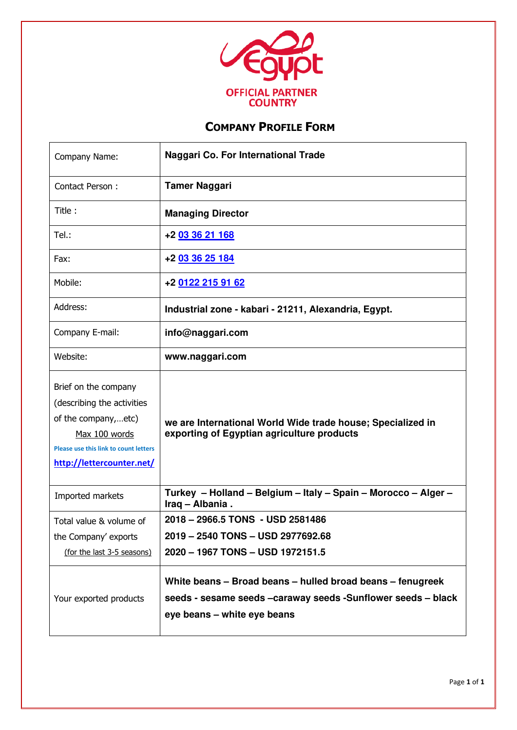Egypt
OFFICIAL PARTNER COUNTRY

# Company Profile Form

| Company Name: | **Naggari Co. For International Trade** |
|---|---|
| Contact Person : | **Tamer Naggari** |
| Title : | **Managing Director** |
| Tel.: | **+2 03 36 21 168** |
| Fax: | **+2 03 36 25 184** |
| Mobile: | **+2 0122 215 91 62** |
| Address: | **Industrial zone - kabari - 21211, Alexandria, Egypt.** |
| Company E-mail: | **info@naggari.com** |
| Website: | **www.naggari.com** |
| Brief on the company (describing the activities of the company,…etc) Max 100 words Please use this link to count letters http://lettercounter.net/ | **we are International World Wide trade house; Specialized in exporting of Egyptian agriculture products** |
| Imported markets | **Turkey – Holland – Belgium – Italy – Spain – Morocco – Alger – Iraq – Albania .** |
| Total value & volume of the Company' exports (for the last 3-5 seasons) | **2018 – 2966.5 TONS - USD 2581486**<br>**2019 – 2540 TONS – USD 2977692.68**<br>**2020 – 1967 TONS – USD 1972151.5** |
| Your exported products | **White beans – Broad beans – hulled broad beans – fenugreek seeds - sesame seeds –caraway seeds -Sunflower seeds – black eye beans – white eye beans** |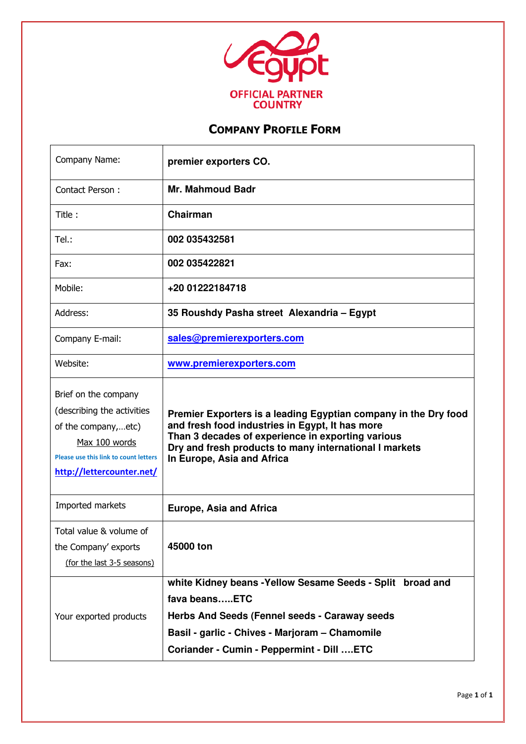OFFICIAL PARTNER COUNTRY

# Company Profile Form

| | |
|---|---|
| Company Name: | **premier exporters CO.** |
| Contact Person : | **Mr. Mahmoud Badr** |
| Title : | **Chairman** |
| Tel.: | **002 035432581** |
| Fax: | **002 035422821** |
| Mobile: | **+20 01222184718** |
| Address: | **35 Roushdy Pasha street Alexandria – Egypt** |
| Company E-mail: | **sales@premierexporters.com** |
| Website: | **www.premierexporters.com** |
| Brief on the company (describing the activities of the company,…etc) Max 100 words Please use this link to count letters http://lettercounter.net/ | **Premier Exporters is a leading Egyptian company in the Dry food and fresh food industries in Egypt, It has more Than 3 decades of experience in exporting various Dry and fresh products to many international l markets In Europe, Asia and Africa** |
| Imported markets | **Europe, Asia and Africa** |
| Total value & volume of the Company' exports (for the last 3-5 seasons) | **45000 ton** |
| Your exported products | **white Kidney beans -Yellow Sesame Seeds - Split broad and fava beans…..ETC**<br>**Herbs And Seeds (Fennel seeds - Caraway seeds**<br>**Basil - garlic - Chives - Marjoram – Chamomile**<br>**Coriander - Cumin - Peppermint - Dill ….ETC** |